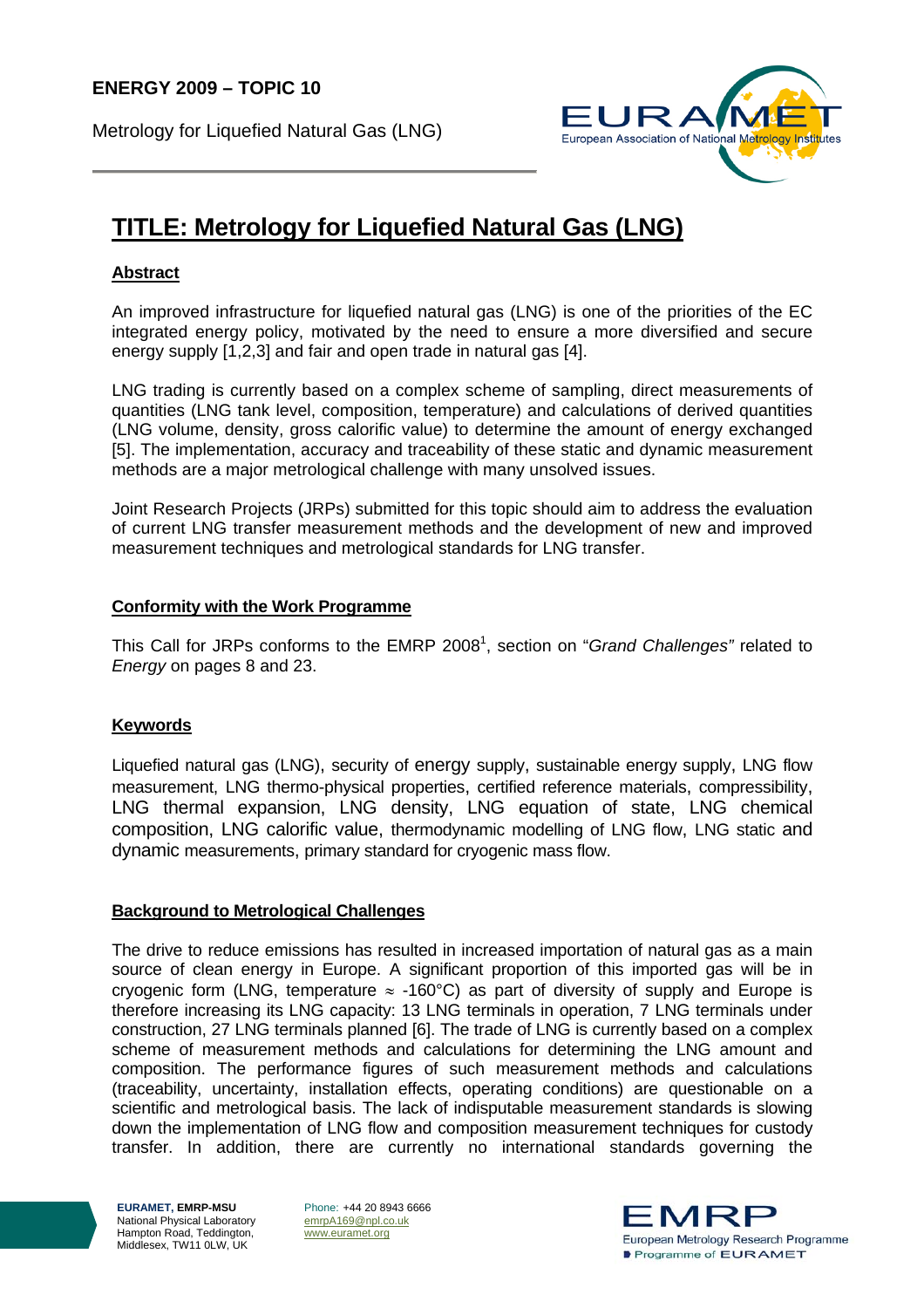**ENERGY 2009 – TOPIC 10**

Metrology for Liquefied Natural Gas (LNG)

# TITLE: Metrology for Liquefied Natural Gas (LNG)

## Abstract

An improved infrastructure for liquefied natural gas (LNG) is one of the priorities of the EC integrated energy policy, motivated by the need to ensure a more diversified and secure energy supply [1,2,3] and fair and open trade in natural gas [4].

LNG trading is currently based on a complex scheme of sampling, direct measurements of quantities (LNG tank level, composition, temperature) and calculations of derived quantities (LNG volume, density, gross calorific value) to determine the amount of energy exchanged [5]. The implementation, accuracy and traceability of these static and dynamic measurement methods are a major metrological challenge with many unsolved issues.

Joint Research Projects (JRPs) submitted for this topic should aim to address the evaluation of current LNG transfer measurement methods and the development of new and improved measurement techniques and metrological standards for LNG transfer.

## Conformity with the Work Programme

This Call for JRPs conforms to the EMRP 2008[1], section on "*Grand Challenges"* related to *Energy* on pages 8 and 23.

## Keywords

Liquefied natural gas (LNG), security of energy supply, sustainable energy supply, LNG flow measurement, LNG thermo-physical properties, certified reference materials, compressibility, LNG thermal expansion, LNG density, LNG equation of state, LNG chemical composition, LNG calorific value, thermodynamic modelling of LNG flow, LNG static and dynamic measurements, primary standard for cryogenic mass flow.

## Background to Metrological Challenges

The drive to reduce emissions has resulted in increased importation of natural gas as a main source of clean energy in Europe. A significant proportion of this imported gas will be in cryogenic form (LNG, temperature ≈ -160°C) as part of diversity of supply and Europe is therefore increasing its LNG capacity: 13 LNG terminals in operation, 7 LNG terminals under construction, 27 LNG terminals planned [6]. The trade of LNG is currently based on a complex scheme of measurement methods and calculations for determining the LNG amount and composition. The performance figures of such measurement methods and calculations (traceability, uncertainty, installation effects, operating conditions) are questionable on a scientific and metrological basis. The lack of indisputable measurement standards is slowing down the implementation of LNG flow and composition measurement techniques for custody transfer. In addition, there are currently no international standards governing the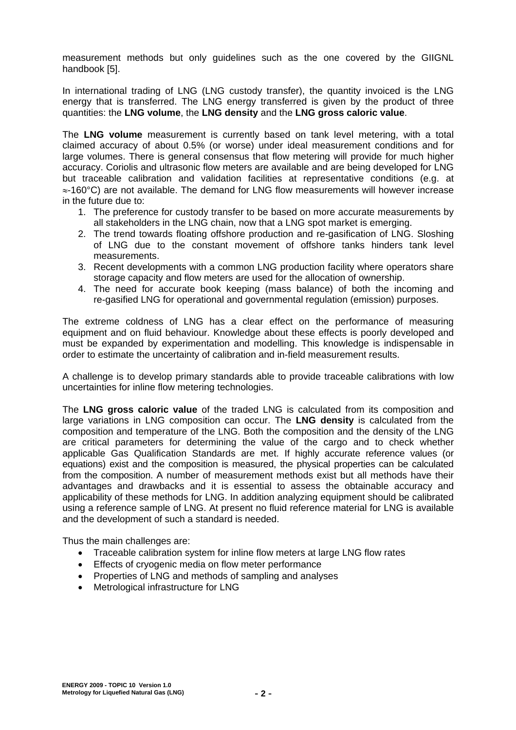measurement methods but only guidelines such as the one covered by the GIIGNL handbook [5].

In international trading of LNG (LNG custody transfer), the quantity invoiced is the LNG energy that is transferred. The LNG energy transferred is given by the product of three quantities: the **LNG volume**, the **LNG density** and the **LNG gross caloric value**.

The **LNG volume** measurement is currently based on tank level metering, with a total claimed accuracy of about 0.5% (or worse) under ideal measurement conditions and for large volumes. There is general consensus that flow metering will provide for much higher accuracy. Coriolis and ultrasonic flow meters are available and are being developed for LNG but traceable calibration and validation facilities at representative conditions (e.g. at ≈-160°C) are not available. The demand for LNG flow measurements will however increase in the future due to:

1. The preference for custody transfer to be based on more accurate measurements by all stakeholders in the LNG chain, now that a LNG spot market is emerging.
2. The trend towards floating offshore production and re-gasification of LNG. Sloshing of LNG due to the constant movement of offshore tanks hinders tank level measurements.
3. Recent developments with a common LNG production facility where operators share storage capacity and flow meters are used for the allocation of ownership.
4. The need for accurate book keeping (mass balance) of both the incoming and re-gasified LNG for operational and governmental regulation (emission) purposes.

The extreme coldness of LNG has a clear effect on the performance of measuring equipment and on fluid behaviour. Knowledge about these effects is poorly developed and must be expanded by experimentation and modelling. This knowledge is indispensable in order to estimate the uncertainty of calibration and in-field measurement results.

A challenge is to develop primary standards able to provide traceable calibrations with low uncertainties for inline flow metering technologies.

The **LNG gross caloric value** of the traded LNG is calculated from its composition and large variations in LNG composition can occur. The **LNG density** is calculated from the composition and temperature of the LNG. Both the composition and the density of the LNG are critical parameters for determining the value of the cargo and to check whether applicable Gas Qualification Standards are met. If highly accurate reference values (or equations) exist and the composition is measured, the physical properties can be calculated from the composition. A number of measurement methods exist but all methods have their advantages and drawbacks and it is essential to assess the obtainable accuracy and applicability of these methods for LNG. In addition analyzing equipment should be calibrated using a reference sample of LNG. At present no fluid reference material for LNG is available and the development of such a standard is needed.

Thus the main challenges are:

- Traceable calibration system for inline flow meters at large LNG flow rates
- Effects of cryogenic media on flow meter performance
- Properties of LNG and methods of sampling and analyses
- Metrological infrastructure for LNG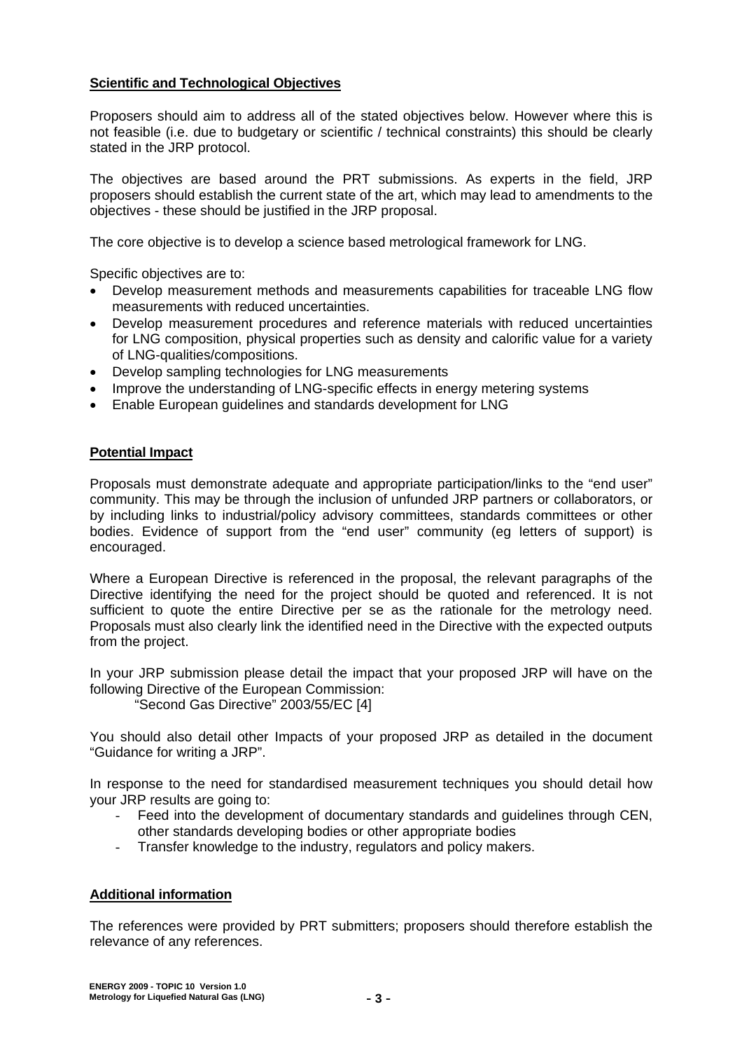## Scientific and Technological Objectives

Proposers should aim to address all of the stated objectives below. However where this is not feasible (i.e. due to budgetary or scientific / technical constraints) this should be clearly stated in the JRP protocol.

The objectives are based around the PRT submissions. As experts in the field, JRP proposers should establish the current state of the art, which may lead to amendments to the objectives - these should be justified in the JRP proposal.

The core objective is to develop a science based metrological framework for LNG.

Specific objectives are to:

- Develop measurement methods and measurements capabilities for traceable LNG flow measurements with reduced uncertainties.
- Develop measurement procedures and reference materials with reduced uncertainties for LNG composition, physical properties such as density and calorific value for a variety of LNG-qualities/compositions.
- Develop sampling technologies for LNG measurements
- Improve the understanding of LNG-specific effects in energy metering systems
- Enable European guidelines and standards development for LNG

## Potential Impact

Proposals must demonstrate adequate and appropriate participation/links to the "end user" community. This may be through the inclusion of unfunded JRP partners or collaborators, or by including links to industrial/policy advisory committees, standards committees or other bodies. Evidence of support from the "end user" community (eg letters of support) is encouraged.

Where a European Directive is referenced in the proposal, the relevant paragraphs of the Directive identifying the need for the project should be quoted and referenced. It is not sufficient to quote the entire Directive per se as the rationale for the metrology need. Proposals must also clearly link the identified need in the Directive with the expected outputs from the project.

In your JRP submission please detail the impact that your proposed JRP will have on the following Directive of the European Commission:

"Second Gas Directive" 2003/55/EC [4]

You should also detail other Impacts of your proposed JRP as detailed in the document "Guidance for writing a JRP".

In response to the need for standardised measurement techniques you should detail how your JRP results are going to:

- Feed into the development of documentary standards and guidelines through CEN, other standards developing bodies or other appropriate bodies
- Transfer knowledge to the industry, regulators and policy makers.

## Additional information

The references were provided by PRT submitters; proposers should therefore establish the relevance of any references.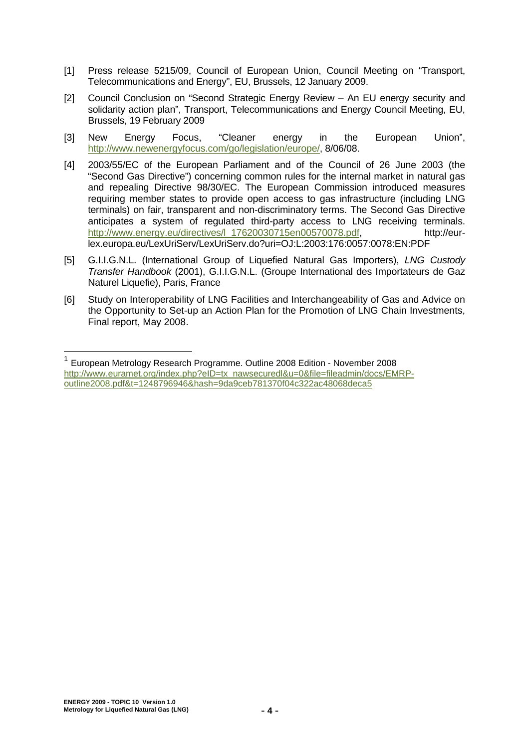[1] Press release 5215/09, Council of European Union, Council Meeting on "Transport, Telecommunications and Energy", EU, Brussels, 12 January 2009.

[2] Council Conclusion on "Second Strategic Energy Review – An EU energy security and solidarity action plan", Transport, Telecommunications and Energy Council Meeting, EU, Brussels, 19 February 2009

[3] New Energy Focus, "Cleaner energy in the European Union", http://www.newenergyfocus.com/go/legislation/europe/, 8/06/08.

[4] 2003/55/EC of the European Parliament and of the Council of 26 June 2003 (the "Second Gas Directive") concerning common rules for the internal market in natural gas and repealing Directive 98/30/EC. The European Commission introduced measures requiring member states to provide open access to gas infrastructure (including LNG terminals) on fair, transparent and non-discriminatory terms. The Second Gas Directive anticipates a system of regulated third-party access to LNG receiving terminals. http://www.energy.eu/directives/l_17620030715en00570078.pdf, http://eur-lex.europa.eu/LexUriServ/LexUriServ.do?uri=OJ:L:2003:176:0057:0078:EN:PDF

[5] G.I.I.G.N.L. (International Group of Liquefied Natural Gas Importers), *LNG Custody Transfer Handbook* (2001), G.I.I.G.N.L. (Groupe International des Importateurs de Gaz Naturel Liquefie), Paris, France

[6] Study on Interoperability of LNG Facilities and Interchangeability of Gas and Advice on the Opportunity to Set-up an Action Plan for the Promotion of LNG Chain Investments, Final report, May 2008.

---

[1] European Metrology Research Programme. Outline 2008 Edition - November 2008 http://www.euramet.org/index.php?eID=tx_nawsecuredl&u=0&file=fileadmin/docs/EMRP-outline2008.pdf&t=1248796946&hash=9da9ceb781370f04c322ac48068deca5